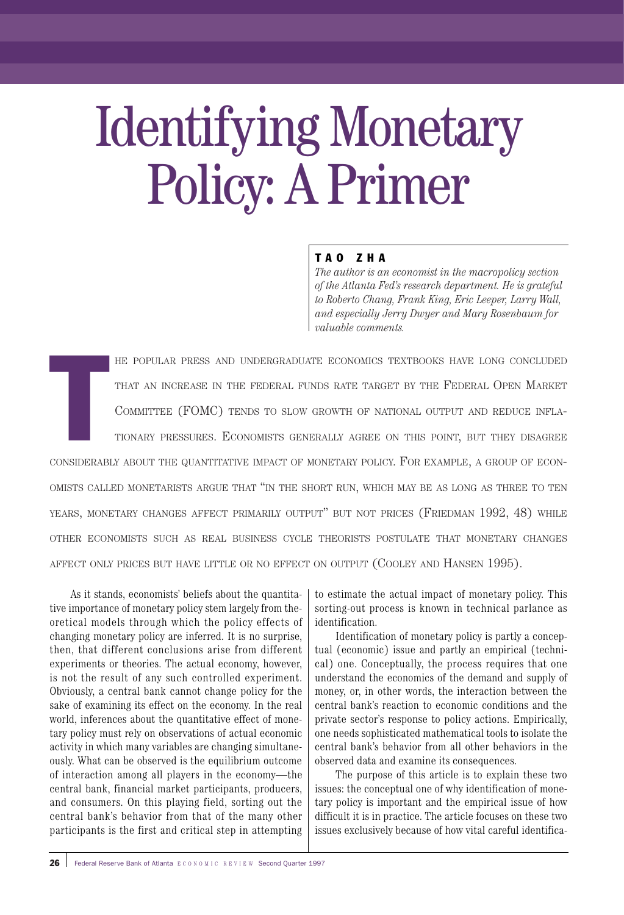# Identifying Monetary Policy: A Primer

**TAO ZHA**

*The author is an economist in the macropolicy section of the Atlanta Fed's research department. He is grateful to Roberto Chang, Frank King, Eric Leeper, Larry Wall, and especially Jerry Dwyer and Mary Rosenbaum for valuable comments.*

The popular press and undergraduate economics textbooks have long concluded that an increase in the federal funds rate target by the Federal Open Market Committee (FOMC) tends to slow growth of national output and reduce inflationary pressures. Economists generally agree on this point, but they disagree considerably about the quantitative impact of monetary policy. For example, a group of economists called monetarists argue that "in the short run, which may be as long as three to ten years, monetary changes affect primarily output" but not prices (Friedman 1992, 48) while other economists such as real business cycle theorists postulate that monetary changes affect only prices but have little or no effect on output (Cooley and Hansen 1995).

As it stands, economists' beliefs about the quantitative importance of monetary policy stem largely from theoretical models through which the policy effects of changing monetary policy are inferred. It is no surprise, then, that different conclusions arise from different experiments or theories. The actual economy, however, is not the result of any such controlled experiment. Obviously, a central bank cannot change policy for the sake of examining its effect on the economy. In the real world, inferences about the quantitative effect of monetary policy must rely on observations of actual economic activity in which many variables are changing simultaneously. What can be observed is the equilibrium outcome of interaction among all players in the economy—the central bank, financial market participants, producers, and consumers. On this playing field, sorting out the central bank's behavior from that of the many other participants is the first and critical step in attempting to estimate the actual impact of monetary policy. This sorting-out process is known in technical parlance as identification.

Identification of monetary policy is partly a conceptual (economic) issue and partly an empirical (technical) one. Conceptually, the process requires that one understand the economics of the demand and supply of money, or, in other words, the interaction between the central bank's reaction to economic conditions and the private sector's response to policy actions. Empirically, one needs sophisticated mathematical tools to isolate the central bank's behavior from all other behaviors in the observed data and examine its consequences.

The purpose of this article is to explain these two issues: the conceptual one of why identification of monetary policy is important and the empirical issue of how difficult it is in practice. The article focuses on these two issues exclusively because of how vital careful identifica-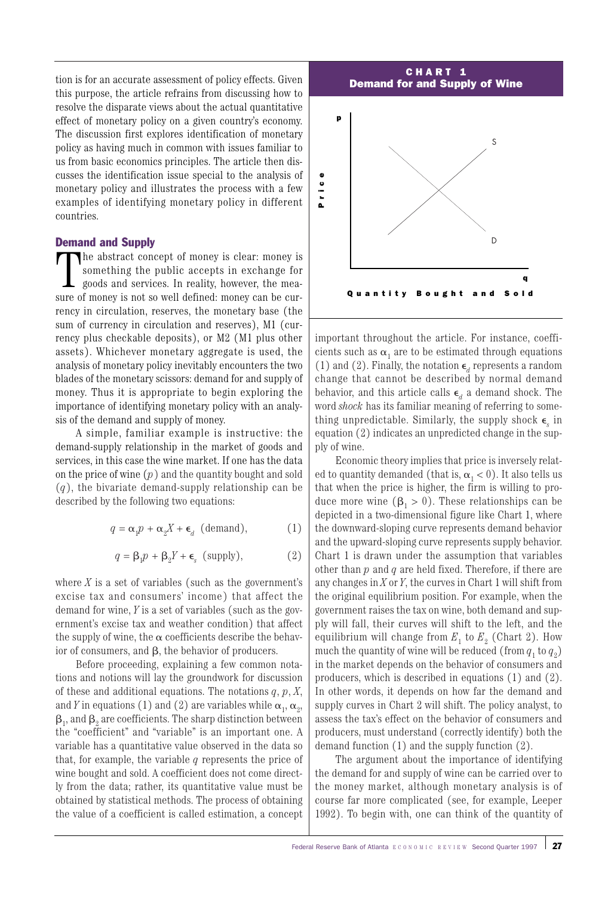tion is for an accurate assessment of policy effects. Given this purpose, the article refrains from discussing how to resolve the disparate views about the actual quantitative effect of monetary policy on a given country's economy. The discussion first explores identification of monetary policy as having much in common with issues familiar to us from basic economics principles. The article then discusses the identification issue special to the analysis of monetary policy and illustrates the process with a few examples of identifying monetary policy in different countries.

## Demand and Supply

The abstract concept of money is clear: money is something the public accepts in exchange for goods and services. In reality, however, the measure of money is not so well defined: money can be currency in circulation, reserves, the monetary base (the sum of currency in circulation and reserves), M1 (currency plus checkable deposits), or M2 (M1 plus other assets). Whichever monetary aggregate is used, the analysis of monetary policy inevitably encounters the two blades of the monetary scissors: demand for and supply of money. Thus it is appropriate to begin exploring the importance of identifying monetary policy with an analysis of the demand and supply of money.

A simple, familiar example is instructive: the demand-supply relationship in the market of goods and services, in this case the wine market. If one has the data on the price of wine ($p$) and the quantity bought and sold ($q$), the bivariate demand-supply relationship can be described by the following two equations:

$$q = \alpha_1 p + \alpha_2 X + \epsilon_d \text{ (demand)}, \tag{1}$$

$$q = \beta_1 p + \beta_2 Y + \epsilon_s \text{ (supply)}, \tag{2}$$

where $X$ is a set of variables (such as the government's excise tax and consumers' income) that affect the demand for wine, $Y$ is a set of variables (such as the government's excise tax and weather condition) that affect the supply of wine, the $\alpha$ coefficients describe the behavior of consumers, and $\beta$, the behavior of producers.

Before proceeding, explaining a few common notations and notions will lay the groundwork for discussion of these and additional equations. The notations $q$, $p$, $X$, and $Y$ in equations (1) and (2) are variables while $\alpha_1$, $\alpha_2$, $\beta_1$, and $\beta_2$ are coefficients. The sharp distinction between the "coefficient" and "variable" is an important one. A variable has a quantitative value observed in the data so that, for example, the variable $q$ represents the price of wine bought and sold. A coefficient does not come directly from the data; rather, its quantitative value must be obtained by statistical methods. The process of obtaining the value of a coefficient is called estimation, a concept important throughout the article. For instance, coefficients such as $\alpha_1$ are to be estimated through equations (1) and (2). Finally, the notation $\epsilon_d$ represents a random change that cannot be described by normal demand behavior, and this article calls $\epsilon_d$ a demand shock. The word *shock* has its familiar meaning of referring to something unpredictable. Similarly, the supply shock $\epsilon_s$ in equation (2) indicates an unpredicted change in the supply of wine.

**CHART 1**
**Demand for and Supply of Wine**

Economic theory implies that price is inversely related to quantity demanded (that is, $\alpha_1 < 0$). It also tells us that when the price is higher, the firm is willing to produce more wine ($\beta_1 > 0$). These relationships can be depicted in a two-dimensional figure like Chart 1, where the downward-sloping curve represents demand behavior and the upward-sloping curve represents supply behavior. Chart 1 is drawn under the assumption that variables other than $p$ and $q$ are held fixed. Therefore, if there are any changes in $X$ or $Y$, the curves in Chart 1 will shift from the original equilibrium position. For example, when the government raises the tax on wine, both demand and supply will fall, their curves will shift to the left, and the equilibrium will change from $E_1$ to $E_2$ (Chart 2). How much the quantity of wine will be reduced (from $q_1$ to $q_2$) in the market depends on the behavior of consumers and producers, which is described in equations (1) and (2). In other words, it depends on how far the demand and supply curves in Chart 2 will shift. The policy analyst, to assess the tax's effect on the behavior of consumers and producers, must understand (correctly identify) both the demand function (1) and the supply function (2).

The argument about the importance of identifying the demand for and supply of wine can be carried over to the money market, although monetary analysis is of course far more complicated (see, for example, Leeper 1992). To begin with, one can think of the quantity of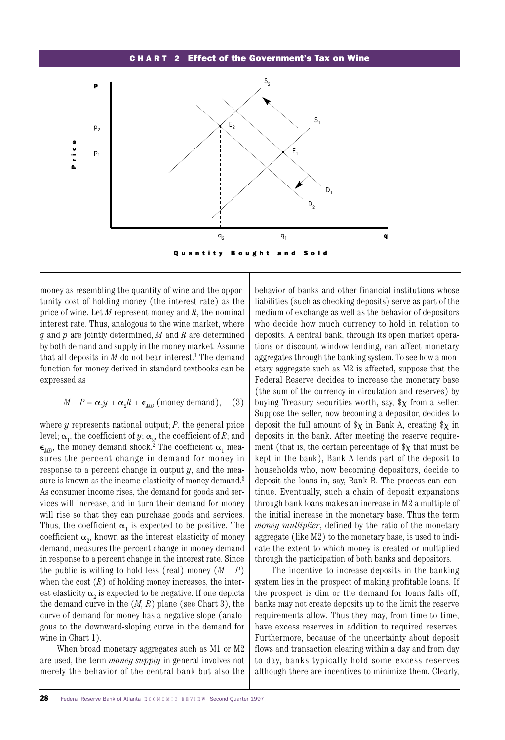**CHART 2 Effect of the Government's Tax on Wine**

money as resembling the quantity of wine and the opportunity cost of holding money (the interest rate) as the price of wine. Let $M$ represent money and $R$, the nominal interest rate. Thus, analogous to the wine market, where $q$ and $p$ are jointly determined, $M$ and $R$ are determined by both demand and supply in the money market. Assume that all deposits in $M$ do not bear interest.[1] The demand function for money derived in standard textbooks can be expressed as

$$M - P = \alpha_1 y + \alpha_2 R + \epsilon_{MD} \text{ (money demand)}, \quad (3)$$

where $y$ represents national output; $P$, the general price level; $\alpha_1$, the coefficient of $y$; $\alpha_2$, the coefficient of $R$; and $\epsilon_{MD}$, the money demand shock.[2] The coefficient $\alpha_1$ measures the percent change in demand for money in response to a percent change in output $y$, and the measure is known as the income elasticity of money demand.[3] As consumer income rises, the demand for goods and services will increase, and in turn their demand for money will rise so that they can purchase goods and services. Thus, the coefficient $\alpha_1$ is expected to be positive. The coefficient $\alpha_2$, known as the interest elasticity of money demand, measures the percent change in money demand in response to a percent change in the interest rate. Since the public is willing to hold less (real) money $(M - P)$ when the cost $(R)$ of holding money increases, the interest elasticity $\alpha_2$ is expected to be negative. If one depicts the demand curve in the $(M, R)$ plane (see Chart 3), the curve of demand for money has a negative slope (analogous to the downward-sloping curve in the demand for wine in Chart 1).

When broad monetary aggregates such as M1 or M2 are used, the term *money supply* in general involves not merely the behavior of the central bank but also the behavior of banks and other financial institutions whose liabilities (such as checking deposits) serve as part of the medium of exchange as well as the behavior of depositors who decide how much currency to hold in relation to deposits. A central bank, through its open market operations or discount window lending, can affect monetary aggregates through the banking system. To see how a monetary aggregate such as M2 is affected, suppose that the Federal Reserve decides to increase the monetary base (the sum of the currency in circulation and reserves) by buying Treasury securities worth, say, \$$\chi$ from a seller. Suppose the seller, now becoming a depositor, decides to deposit the full amount of \$$\chi$ in Bank A, creating \$$\chi$ in deposits in the bank. After meeting the reserve requirement (that is, the certain percentage of \$$\chi$ that must be kept in the bank), Bank A lends part of the deposit to households who, now becoming depositors, decide to deposit the loans in, say, Bank B. The process can continue. Eventually, such a chain of deposit expansions through bank loans makes an increase in M2 a multiple of the initial increase in the monetary base. Thus the term *money multiplier*, defined by the ratio of the monetary aggregate (like M2) to the monetary base, is used to indicate the extent to which money is created or multiplied through the participation of both banks and depositors.

The incentive to increase deposits in the banking system lies in the prospect of making profitable loans. If the prospect is dim or the demand for loans falls off, banks may not create deposits up to the limit the reserve requirements allow. Thus they may, from time to time, have excess reserves in addition to required reserves. Furthermore, because of the uncertainty about deposit flows and transaction clearing within a day and from day to day, banks typically hold some excess reserves although there are incentives to minimize them. Clearly,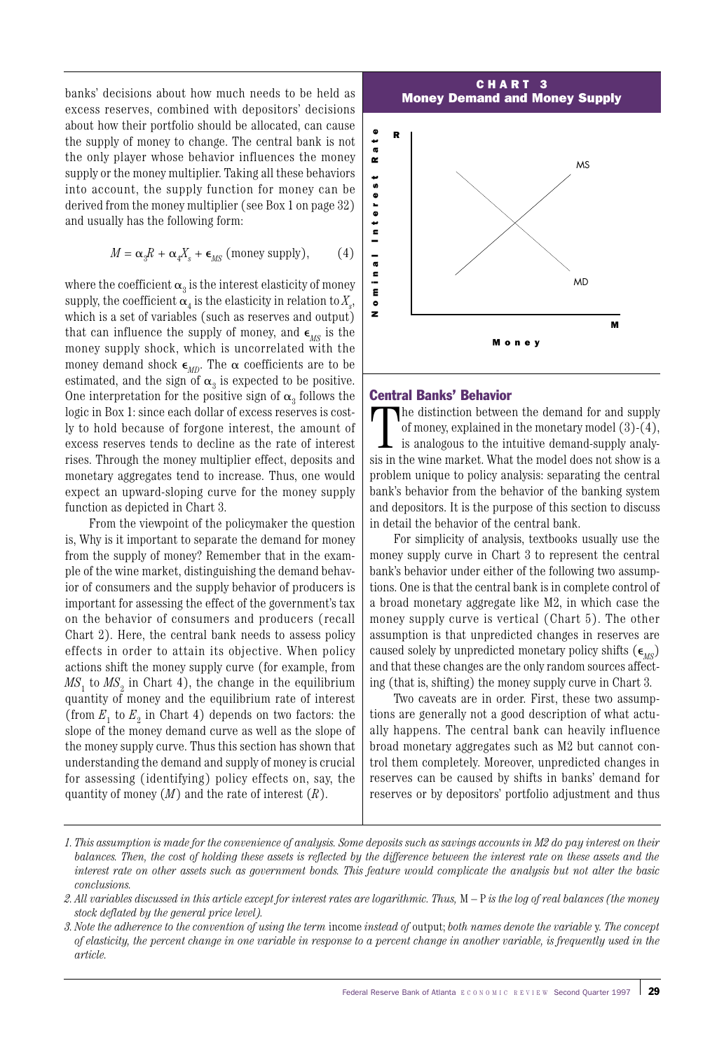banks' decisions about how much needs to be held as excess reserves, combined with depositors' decisions about how their portfolio should be allocated, can cause the supply of money to change. The central bank is not the only player whose behavior influences the money supply or the money multiplier. Taking all these behaviors into account, the supply function for money can be derived from the money multiplier (see Box 1 on page 32) and usually has the following form:

$$M = \alpha_3 R + \alpha_4 X_s + \epsilon_{MS} \text{ (money supply)}, \qquad (4)$$

where the coefficient $\alpha_3$ is the interest elasticity of money supply, the coefficient $\alpha_4$ is the elasticity in relation to $X_s$, which is a set of variables (such as reserves and output) that can influence the supply of money, and $\epsilon_{MS}$ is the money supply shock, which is uncorrelated with the money demand shock $\epsilon_{MD}$. The $\alpha$ coefficients are to be estimated, and the sign of $\alpha_3$ is expected to be positive. One interpretation for the positive sign of $\alpha_3$ follows the logic in Box 1: since each dollar of excess reserves is costly to hold because of forgone interest, the amount of excess reserves tends to decline as the rate of interest rises. Through the money multiplier effect, deposits and monetary aggregates tend to increase. Thus, one would expect an upward-sloping curve for the money supply function as depicted in Chart 3.

From the viewpoint of the policymaker the question is, Why is it important to separate the demand for money from the supply of money? Remember that in the example of the wine market, distinguishing the demand behavior of consumers and the supply behavior of producers is important for assessing the effect of the government's tax on the behavior of consumers and producers (recall Chart 2). Here, the central bank needs to assess policy effects in order to attain its objective. When policy actions shift the money supply curve (for example, from $MS_1$ to $MS_2$ in Chart 4), the change in the equilibrium quantity of money and the equilibrium rate of interest (from $E_1$ to $E_2$ in Chart 4) depends on two factors: the slope of the money demand curve as well as the slope of the money supply curve. Thus this section has shown that understanding the demand and supply of money is crucial for assessing (identifying) policy effects on, say, the quantity of money ($M$) and the rate of interest ($R$).

**CHART 3**
**Money Demand and Money Supply**

## Central Banks' Behavior

The distinction between the demand for and supply of money, explained in the monetary model (3)-(4), is analogous to the intuitive demand-supply analysis in the wine market. What the model does not show is a problem unique to policy analysis: separating the central bank's behavior from the behavior of the banking system and depositors. It is the purpose of this section to discuss in detail the behavior of the central bank.

For simplicity of analysis, textbooks usually use the money supply curve in Chart 3 to represent the central bank's behavior under either of the following two assumptions. One is that the central bank is in complete control of a broad monetary aggregate like M2, in which case the money supply curve is vertical (Chart 5). The other assumption is that unpredicted changes in reserves are caused solely by unpredicted monetary policy shifts ($\epsilon_{MS}$) and that these changes are the only random sources affecting (that is, shifting) the money supply curve in Chart 3.

Two caveats are in order. First, these two assumptions are generally not a good description of what actually happens. The central bank can heavily influence broad monetary aggregates such as M2 but cannot control them completely. Moreover, unpredicted changes in reserves can be caused by shifts in banks' demand for reserves or by depositors' portfolio adjustment and thus

---

*1. This assumption is made for the convenience of analysis. Some deposits such as savings accounts in M2 do pay interest on their balances. Then, the cost of holding these assets is reflected by the difference between the interest rate on these assets and the interest rate on other assets such as government bonds. This feature would complicate the analysis but not alter the basic conclusions.*

*2. All variables discussed in this article except for interest rates are logarithmic. Thus,* $M - P$ *is the log of real balances (the money stock deflated by the general price level).*

*3. Note the adherence to the convention of using the term* income *instead of* output; *both names denote the variable* $y$. *The concept of elasticity, the percent change in one variable in response to a percent change in another variable, is frequently used in the article.*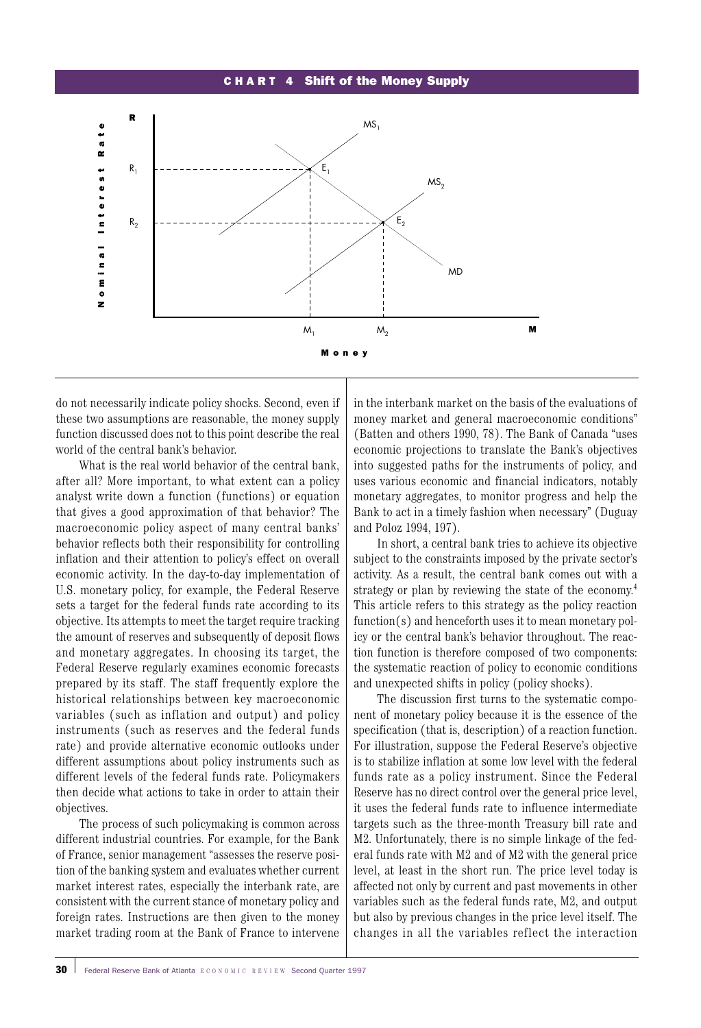**CHART 4 Shift of the Money Supply**

do not necessarily indicate policy shocks. Second, even if these two assumptions are reasonable, the money supply function discussed does not to this point describe the real world of the central bank's behavior.

What is the real world behavior of the central bank, after all? More important, to what extent can a policy analyst write down a function (functions) or equation that gives a good approximation of that behavior? The macroeconomic policy aspect of many central banks' behavior reflects both their responsibility for controlling inflation and their attention to policy's effect on overall economic activity. In the day-to-day implementation of U.S. monetary policy, for example, the Federal Reserve sets a target for the federal funds rate according to its objective. Its attempts to meet the target require tracking the amount of reserves and subsequently of deposit flows and monetary aggregates. In choosing its target, the Federal Reserve regularly examines economic forecasts prepared by its staff. The staff frequently explore the historical relationships between key macroeconomic variables (such as inflation and output) and policy instruments (such as reserves and the federal funds rate) and provide alternative economic outlooks under different assumptions about policy instruments such as different levels of the federal funds rate. Policymakers then decide what actions to take in order to attain their objectives.

The process of such policymaking is common across different industrial countries. For example, for the Bank of France, senior management "assesses the reserve position of the banking system and evaluates whether current market interest rates, especially the interbank rate, are consistent with the current stance of monetary policy and foreign rates. Instructions are then given to the money market trading room at the Bank of France to intervene in the interbank market on the basis of the evaluations of money market and general macroeconomic conditions" (Batten and others 1990, 78). The Bank of Canada "uses economic projections to translate the Bank's objectives into suggested paths for the instruments of policy, and uses various economic and financial indicators, notably monetary aggregates, to monitor progress and help the Bank to act in a timely fashion when necessary" (Duguay and Poloz 1994, 197).

In short, a central bank tries to achieve its objective subject to the constraints imposed by the private sector's activity. As a result, the central bank comes out with a strategy or plan by reviewing the state of the economy.[4] This article refers to this strategy as the policy reaction function(s) and henceforth uses it to mean monetary policy or the central bank's behavior throughout. The reaction function is therefore composed of two components: the systematic reaction of policy to economic conditions and unexpected shifts in policy (policy shocks).

The discussion first turns to the systematic component of monetary policy because it is the essence of the specification (that is, description) of a reaction function. For illustration, suppose the Federal Reserve's objective is to stabilize inflation at some low level with the federal funds rate as a policy instrument. Since the Federal Reserve has no direct control over the general price level, it uses the federal funds rate to influence intermediate targets such as the three-month Treasury bill rate and M2. Unfortunately, there is no simple linkage of the federal funds rate with M2 and of M2 with the general price level, at least in the short run. The price level today is affected not only by current and past movements in other variables such as the federal funds rate, M2, and output but also by previous changes in the price level itself. The changes in all the variables reflect the interaction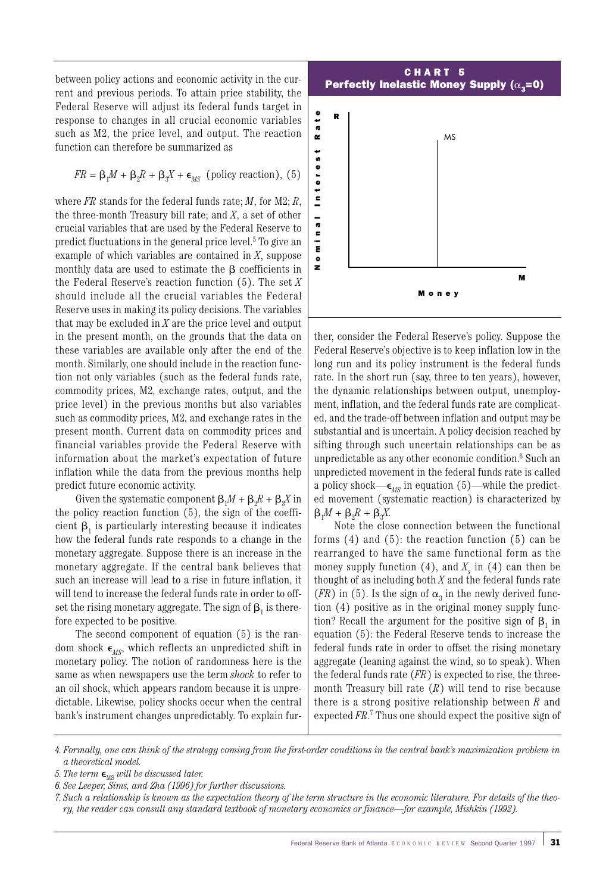between policy actions and economic activity in the current and previous periods. To attain price stability, the Federal Reserve will adjust its federal funds target in response to changes in all crucial economic variables such as M2, the price level, and output. The reaction function can therefore be summarized as

$$FR = \beta_1 M + \beta_2 R + \beta_3 X + \epsilon_{MS} \text{ (policy reaction)}, \quad (5)$$

where *FR* stands for the federal funds rate; *M*, for M2; *R*, the three-month Treasury bill rate; and *X*, a set of other crucial variables that are used by the Federal Reserve to predict fluctuations in the general price level.[5] To give an example of which variables are contained in *X*, suppose monthly data are used to estimate the $\beta$ coefficients in the Federal Reserve's reaction function (5). The set *X* should include all the crucial variables the Federal Reserve uses in making its policy decisions. The variables that may be excluded in *X* are the price level and output in the present month, on the grounds that the data on these variables are available only after the end of the month. Similarly, one should include in the reaction function not only variables (such as the federal funds rate, commodity prices, M2, exchange rates, output, and the price level) in the previous months but also variables such as commodity prices, M2, and exchange rates in the present month. Current data on commodity prices and financial variables provide the Federal Reserve with information about the market's expectation of future inflation while the data from the previous months help predict future economic activity.

Given the systematic component $\beta_1 M + \beta_2 R + \beta_3 X$ in the policy reaction function (5), the sign of the coefficient $\beta_1$ is particularly interesting because it indicates how the federal funds rate responds to a change in the monetary aggregate. Suppose there is an increase in the monetary aggregate. If the central bank believes that such an increase will lead to a rise in future inflation, it will tend to increase the federal funds rate in order to offset the rising monetary aggregate. The sign of $\beta_1$ is therefore expected to be positive.

The second component of equation (5) is the random shock $\epsilon_{MS}$, which reflects an unpredicted shift in monetary policy. The notion of randomness here is the same as when newspapers use the term *shock* to refer to an oil shock, which appears random because it is unpredictable. Likewise, policy shocks occur when the central bank's instrument changes unpredictably. To explain further, consider the Federal Reserve's policy. Suppose the Federal Reserve's objective is to keep inflation low in the long run and its policy instrument is the federal funds rate. In the short run (say, three to ten years), however, the dynamic relationships between output, unemployment, inflation, and the federal funds rate are complicated, and the trade-off between inflation and output may be substantial and is uncertain. A policy decision reached by sifting through such uncertain relationships can be as unpredictable as any other economic condition.[6] Such an unpredicted movement in the federal funds rate is called a policy shock—$\epsilon_{MS}$ in equation (5)—while the predicted movement (systematic reaction) is characterized by $\beta_1 M + \beta_2 R + \beta_3 X$.

**CHART 5**
**Perfectly Inelastic Money Supply ($\alpha_3$=0)**

Note the close connection between the functional forms (4) and (5): the reaction function (5) can be rearranged to have the same functional form as the money supply function (4), and $X_s$ in (4) can then be thought of as including both *X* and the federal funds rate (*FR*) in (5). Is the sign of $\alpha_3$ in the newly derived function (4) positive as in the original money supply function? Recall the argument for the positive sign of $\beta_1$ in equation (5): the Federal Reserve tends to increase the federal funds rate in order to offset the rising monetary aggregate (leaning against the wind, so to speak). When the federal funds rate (*FR*) is expected to rise, the three-month Treasury bill rate (*R*) will tend to rise because there is a strong positive relationship between *R* and expected *FR*.[7] Thus one should expect the positive sign of

4. Formally, one can think of the strategy coming from the first-order conditions in the central bank's maximization problem in a theoretical model.

5. The term $\epsilon_{MS}$ will be discussed later.

6. See Leeper, Sims, and Zha (1996) for further discussions.

7. Such a relationship is known as the expectation theory of the term structure in the economic literature. For details of the theory, the reader can consult any standard textbook of monetary economics or finance—for example, Mishkin (1992).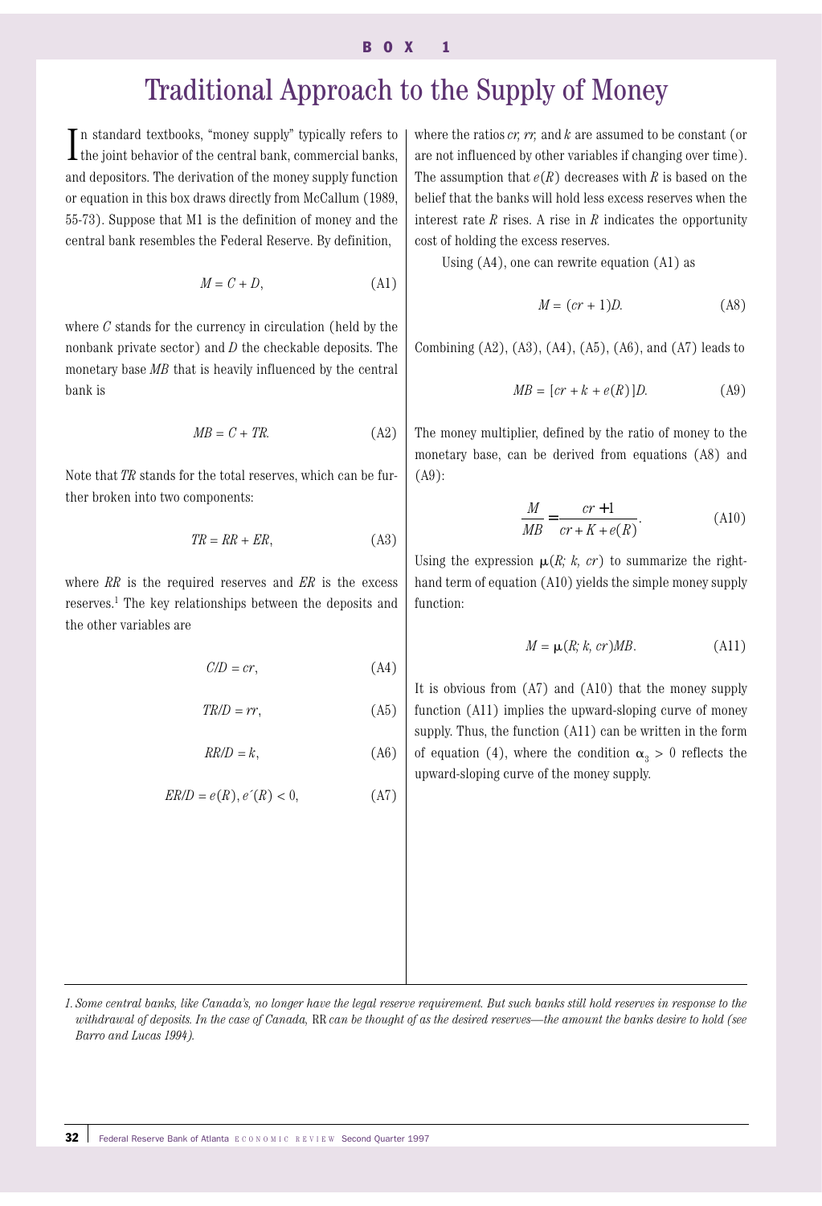**BOX 1**

# Traditional Approach to the Supply of Money

In standard textbooks, "money supply" typically refers to the joint behavior of the central bank, commercial banks, and depositors. The derivation of the money supply function or equation in this box draws directly from McCallum (1989, 55-73). Suppose that M1 is the definition of money and the central bank resembles the Federal Reserve. By definition,

$$M = C + D, \tag{A1}$$

where $C$ stands for the currency in circulation (held by the nonbank private sector) and $D$ the checkable deposits. The monetary base $MB$ that is heavily influenced by the central bank is

$$MB = C + TR. \tag{A2}$$

Note that $TR$ stands for the total reserves, which can be further broken into two components:

$$TR = RR + ER, \tag{A3}$$

where $RR$ is the required reserves and $ER$ is the excess reserves.[1] The key relationships between the deposits and the other variables are

$$C/D = cr, \tag{A4}$$

$$TR/D = rr, \tag{A5}$$

$$RR/D = k, \tag{A6}$$

$$ER/D = e(R), e'(R) < 0, \tag{A7}$$

where the ratios $cr$, $rr$, and $k$ are assumed to be constant (or are not influenced by other variables if changing over time). The assumption that $e(R)$ decreases with $R$ is based on the belief that the banks will hold less excess reserves when the interest rate $R$ rises. A rise in $R$ indicates the opportunity cost of holding the excess reserves.

Using (A4), one can rewrite equation (A1) as

$$M = (cr + 1)D. \tag{A8}$$

Combining (A2), (A3), (A4), (A5), (A6), and (A7) leads to

$$MB = [cr + k + e(R)]D. \tag{A9}$$

The money multiplier, defined by the ratio of money to the monetary base, can be derived from equations (A8) and (A9):

$$\frac{M}{MB} = \frac{cr + 1}{cr + K + e(R)}. \tag{A10}$$

Using the expression $\mu(R; k, cr)$ to summarize the right-hand term of equation (A10) yields the simple money supply function:

$$M = \mu(R; k, cr)MB. \tag{A11}$$

It is obvious from (A7) and (A10) that the money supply function (A11) implies the upward-sloping curve of money supply. Thus, the function (A11) can be written in the form of equation (4), where the condition $\alpha_3 > 0$ reflects the upward-sloping curve of the money supply.

---

*1. Some central banks, like Canada's, no longer have the legal reserve requirement. But such banks still hold reserves in response to the withdrawal of deposits. In the case of Canada,* RR *can be thought of as the desired reserves—the amount the banks desire to hold (see Barro and Lucas 1994).*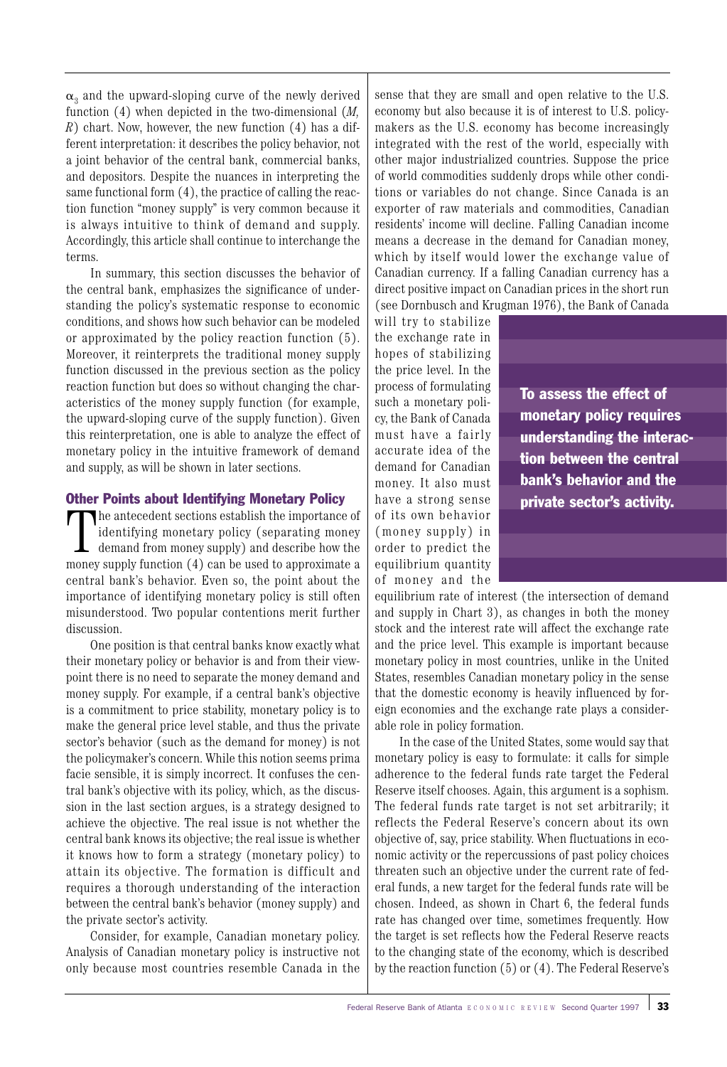$\alpha_3$ and the upward-sloping curve of the newly derived function (4) when depicted in the two-dimensional ($M$, $R$) chart. Now, however, the new function (4) has a different interpretation: it describes the policy behavior, not a joint behavior of the central bank, commercial banks, and depositors. Despite the nuances in interpreting the same functional form (4), the practice of calling the reaction function "money supply" is very common because it is always intuitive to think of demand and supply. Accordingly, this article shall continue to interchange the terms.

In summary, this section discusses the behavior of the central bank, emphasizes the significance of understanding the policy's systematic response to economic conditions, and shows how such behavior can be modeled or approximated by the policy reaction function (5). Moreover, it reinterprets the traditional money supply function discussed in the previous section as the policy reaction function but does so without changing the characteristics of the money supply function (for example, the upward-sloping curve of the supply function). Given this reinterpretation, one is able to analyze the effect of monetary policy in the intuitive framework of demand and supply, as will be shown in later sections.

## Other Points about Identifying Monetary Policy

The antecedent sections establish the importance of identifying monetary policy (separating money demand from money supply) and describe how the money supply function (4) can be used to approximate a central bank's behavior. Even so, the point about the importance of identifying monetary policy is still often misunderstood. Two popular contentions merit further discussion.

One position is that central banks know exactly what their monetary policy or behavior is and from their viewpoint there is no need to separate the money demand and money supply. For example, if a central bank's objective is a commitment to price stability, monetary policy is to make the general price level stable, and thus the private sector's behavior (such as the demand for money) is not the policymaker's concern. While this notion seems prima facie sensible, it is simply incorrect. It confuses the central bank's objective with its policy, which, as the discussion in the last section argues, is a strategy designed to achieve the objective. The real issue is not whether the central bank knows its objective; the real issue is whether it knows how to form a strategy (monetary policy) to attain its objective. The formation is difficult and requires a thorough understanding of the interaction between the central bank's behavior (money supply) and the private sector's activity.

Consider, for example, Canadian monetary policy. Analysis of Canadian monetary policy is instructive not only because most countries resemble Canada in the sense that they are small and open relative to the U.S. economy but also because it is of interest to U.S. policymakers as the U.S. economy has become increasingly integrated with the rest of the world, especially with other major industrialized countries. Suppose the price of world commodities suddenly drops while other conditions or variables do not change. Since Canada is an exporter of raw materials and commodities, Canadian residents' income will decline. Falling Canadian income means a decrease in the demand for Canadian money, which by itself would lower the exchange value of Canadian currency. If a falling Canadian currency has a direct positive impact on Canadian prices in the short run (see Dornbusch and Krugman 1976), the Bank of Canada will try to stabilize the exchange rate in hopes of stabilizing the price level. In the process of formulating such a monetary policy, the Bank of Canada must have a fairly accurate idea of the demand for Canadian money. It also must have a strong sense of its own behavior (money supply) in order to predict the equilibrium quantity of money and the equilibrium rate of interest (the intersection of demand and supply in Chart 3), as changes in both the money stock and the interest rate will affect the exchange rate and the price level. This example is important because monetary policy in most countries, unlike in the United States, resembles Canadian monetary policy in the sense that the domestic economy is heavily influenced by foreign economies and the exchange rate plays a considerable role in policy formation.

**To assess the effect of monetary policy requires understanding the interaction between the central bank's behavior and the private sector's activity.**

In the case of the United States, some would say that monetary policy is easy to formulate: it calls for simple adherence to the federal funds rate target the Federal Reserve itself chooses. Again, this argument is a sophism. The federal funds rate target is not set arbitrarily; it reflects the Federal Reserve's concern about its own objective of, say, price stability. When fluctuations in economic activity or the repercussions of past policy choices threaten such an objective under the current rate of federal funds, a new target for the federal funds rate will be chosen. Indeed, as shown in Chart 6, the federal funds rate has changed over time, sometimes frequently. How the target is set reflects how the Federal Reserve reacts to the changing state of the economy, which is described by the reaction function (5) or (4). The Federal Reserve's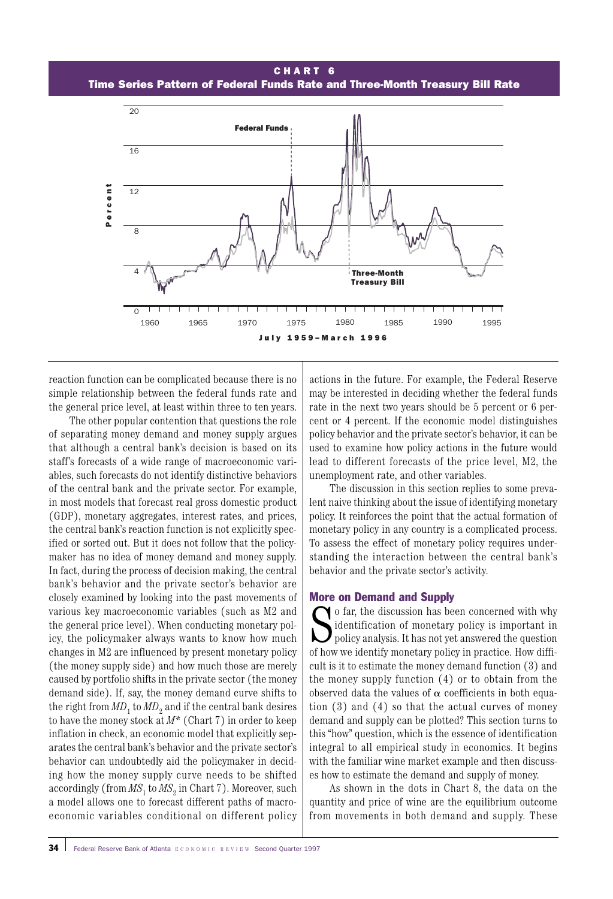**CHART 6**
**Time Series Pattern of Federal Funds Rate and Three-Month Treasury Bill Rate**

reaction function can be complicated because there is no simple relationship between the federal funds rate and the general price level, at least within three to ten years.

The other popular contention that questions the role of separating money demand and money supply argues that although a central bank's decision is based on its staff's forecasts of a wide range of macroeconomic variables, such forecasts do not identify distinctive behaviors of the central bank and the private sector. For example, in most models that forecast real gross domestic product (GDP), monetary aggregates, interest rates, and prices, the central bank's reaction function is not explicitly specified or sorted out. But it does not follow that the policymaker has no idea of money demand and money supply. In fact, during the process of decision making, the central bank's behavior and the private sector's behavior are closely examined by looking into the past movements of various key macroeconomic variables (such as M2 and the general price level). When conducting monetary policy, the policymaker always wants to know how much changes in M2 are influenced by present monetary policy (the money supply side) and how much those are merely caused by portfolio shifts in the private sector (the money demand side). If, say, the money demand curve shifts to the right from $MD_1$ to $MD_2$ and if the central bank desires to have the money stock at $M^*$ (Chart 7) in order to keep inflation in check, an economic model that explicitly separates the central bank's behavior and the private sector's behavior can undoubtedly aid the policymaker in deciding how the money supply curve needs to be shifted accordingly (from $MS_1$ to $MS_2$ in Chart 7). Moreover, such a model allows one to forecast different paths of macroeconomic variables conditional on different policy actions in the future. For example, the Federal Reserve may be interested in deciding whether the federal funds rate in the next two years should be 5 percent or 6 percent or 4 percent. If the economic model distinguishes policy behavior and the private sector's behavior, it can be used to examine how policy actions in the future would lead to different forecasts of the price level, M2, the unemployment rate, and other variables.

The discussion in this section replies to some prevalent naive thinking about the issue of identifying monetary policy. It reinforces the point that the actual formation of monetary policy in any country is a complicated process. To assess the effect of monetary policy requires understanding the interaction between the central bank's behavior and the private sector's activity.

## More on Demand and Supply

So far, the discussion has been concerned with why identification of monetary policy is important in policy analysis. It has not yet answered the question of how we identify monetary policy in practice. How difficult is it to estimate the money demand function (3) and the money supply function (4) or to obtain from the observed data the values of $\alpha$ coefficients in both equation (3) and (4) so that the actual curves of money demand and supply can be plotted? This section turns to this "how" question, which is the essence of identification integral to all empirical study in economics. It begins with the familiar wine market example and then discusses how to estimate the demand and supply of money.

As shown in the dots in Chart 8, the data on the quantity and price of wine are the equilibrium outcome from movements in both demand and supply. These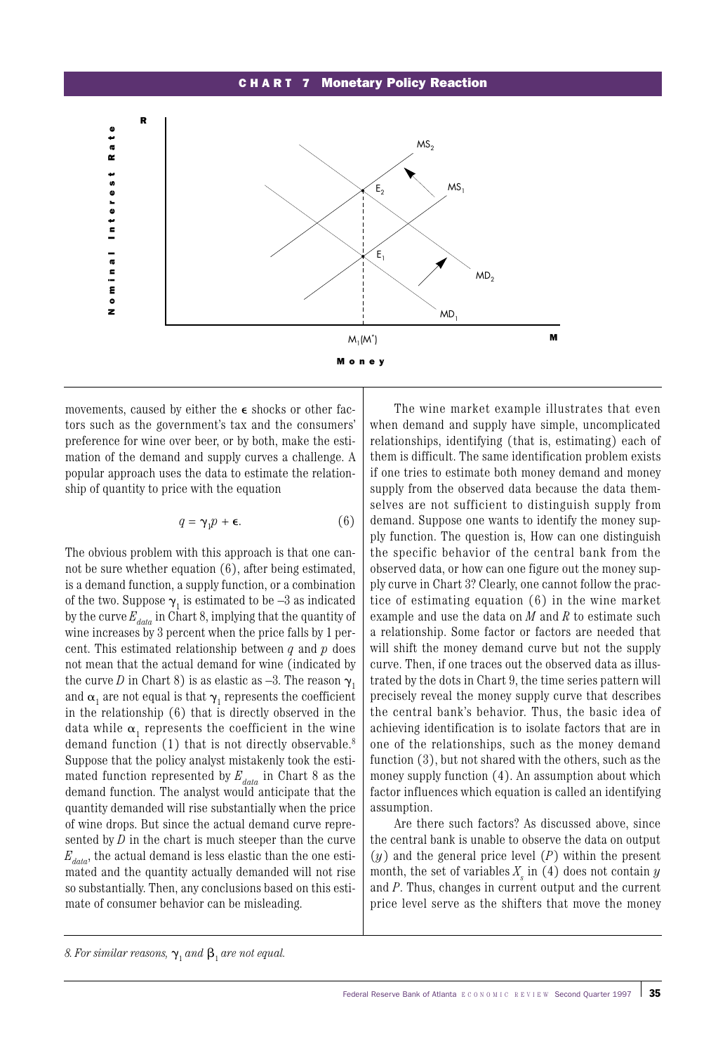**CHART 7 Monetary Policy Reaction**

movements, caused by either the $\epsilon$ shocks or other factors such as the government's tax and the consumers' preference for wine over beer, or by both, make the estimation of the demand and supply curves a challenge. A popular approach uses the data to estimate the relationship of quantity to price with the equation

$$q = \gamma_1 p + \epsilon. \qquad (6)$$

The obvious problem with this approach is that one cannot be sure whether equation (6), after being estimated, is a demand function, a supply function, or a combination of the two. Suppose $\gamma_1$ is estimated to be –3 as indicated by the curve $E_{data}$ in Chart 8, implying that the quantity of wine increases by 3 percent when the price falls by 1 percent. This estimated relationship between $q$ and $p$ does not mean that the actual demand for wine (indicated by the curve $D$ in Chart 8) is as elastic as –3. The reason $\gamma_1$ and $\alpha_1$ are not equal is that $\gamma_1$ represents the coefficient in the relationship (6) that is directly observed in the data while $\alpha_1$ represents the coefficient in the wine demand function (1) that is not directly observable.[8] Suppose that the policy analyst mistakenly took the estimated function represented by $E_{data}$ in Chart 8 as the demand function. The analyst would anticipate that the quantity demanded will rise substantially when the price of wine drops. But since the actual demand curve represented by $D$ in the chart is much steeper than the curve $E_{data}$, the actual demand is less elastic than the one estimated and the quantity actually demanded will not rise so substantially. Then, any conclusions based on this estimate of consumer behavior can be misleading.

The wine market example illustrates that even when demand and supply have simple, uncomplicated relationships, identifying (that is, estimating) each of them is difficult. The same identification problem exists if one tries to estimate both money demand and money supply from the observed data because the data themselves are not sufficient to distinguish supply from demand. Suppose one wants to identify the money supply function. The question is, How can one distinguish the specific behavior of the central bank from the observed data, or how can one figure out the money supply curve in Chart 3? Clearly, one cannot follow the practice of estimating equation (6) in the wine market example and use the data on $M$ and $R$ to estimate such a relationship. Some factor or factors are needed that will shift the money demand curve but not the supply curve. Then, if one traces out the observed data as illustrated by the dots in Chart 9, the time series pattern will precisely reveal the money supply curve that describes the central bank's behavior. Thus, the basic idea of achieving identification is to isolate factors that are in one of the relationships, such as the money demand function (3), but not shared with the others, such as the money supply function (4). An assumption about which factor influences which equation is called an identifying assumption.

Are there such factors? As discussed above, since the central bank is unable to observe the data on output ($y$) and the general price level ($P$) within the present month, the set of variables $X_s$ in (4) does not contain $y$ and $P$. Thus, changes in current output and the current price level serve as the shifters that move the money

8. *For similar reasons,* $\gamma_1$ *and* $\beta_1$ *are not equal.*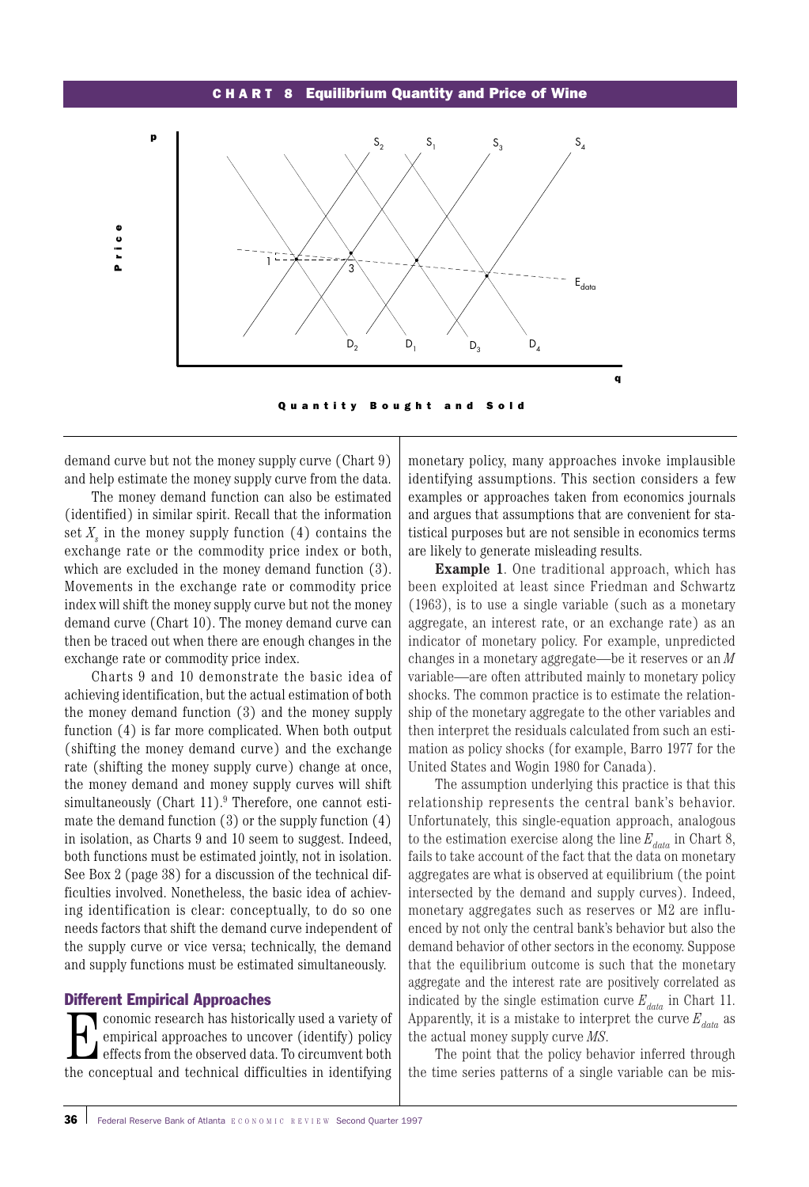**CHART 8 Equilibrium Quantity and Price of Wine**

demand curve but not the money supply curve (Chart 9) and help estimate the money supply curve from the data.

The money demand function can also be estimated (identified) in similar spirit. Recall that the information set $X_s$ in the money supply function (4) contains the exchange rate or the commodity price index or both, which are excluded in the money demand function (3). Movements in the exchange rate or commodity price index will shift the money supply curve but not the money demand curve (Chart 10). The money demand curve can then be traced out when there are enough changes in the exchange rate or commodity price index.

Charts 9 and 10 demonstrate the basic idea of achieving identification, but the actual estimation of both the money demand function (3) and the money supply function (4) is far more complicated. When both output (shifting the money demand curve) and the exchange rate (shifting the money supply curve) change at once, the money demand and money supply curves will shift simultaneously (Chart 11).[9] Therefore, one cannot estimate the demand function (3) or the supply function (4) in isolation, as Charts 9 and 10 seem to suggest. Indeed, both functions must be estimated jointly, not in isolation. See Box 2 (page 38) for a discussion of the technical difficulties involved. Nonetheless, the basic idea of achieving identification is clear: conceptually, to do so one needs factors that shift the demand curve independent of the supply curve or vice versa; technically, the demand and supply functions must be estimated simultaneously.

## Different Empirical Approaches

Economic research has historically used a variety of empirical approaches to uncover (identify) policy effects from the observed data. To circumvent both the conceptual and technical difficulties in identifying monetary policy, many approaches invoke implausible identifying assumptions. This section considers a few examples or approaches taken from economics journals and argues that assumptions that are convenient for statistical purposes but are not sensible in economics terms are likely to generate misleading results.

**Example 1**. One traditional approach, which has been exploited at least since Friedman and Schwartz (1963), is to use a single variable (such as a monetary aggregate, an interest rate, or an exchange rate) as an indicator of monetary policy. For example, unpredicted changes in a monetary aggregate—be it reserves or an *M* variable—are often attributed mainly to monetary policy shocks. The common practice is to estimate the relationship of the monetary aggregate to the other variables and then interpret the residuals calculated from such an estimation as policy shocks (for example, Barro 1977 for the United States and Wogin 1980 for Canada).

The assumption underlying this practice is that this relationship represents the central bank's behavior. Unfortunately, this single-equation approach, analogous to the estimation exercise along the line $E_{data}$ in Chart 8, fails to take account of the fact that the data on monetary aggregates are what is observed at equilibrium (the point intersected by the demand and supply curves). Indeed, monetary aggregates such as reserves or M2 are influenced by not only the central bank's behavior but also the demand behavior of other sectors in the economy. Suppose that the equilibrium outcome is such that the monetary aggregate and the interest rate are positively correlated as indicated by the single estimation curve $E_{data}$ in Chart 11. Apparently, it is a mistake to interpret the curve $E_{data}$ as the actual money supply curve *MS*.

The point that the policy behavior inferred through the time series patterns of a single variable can be mis-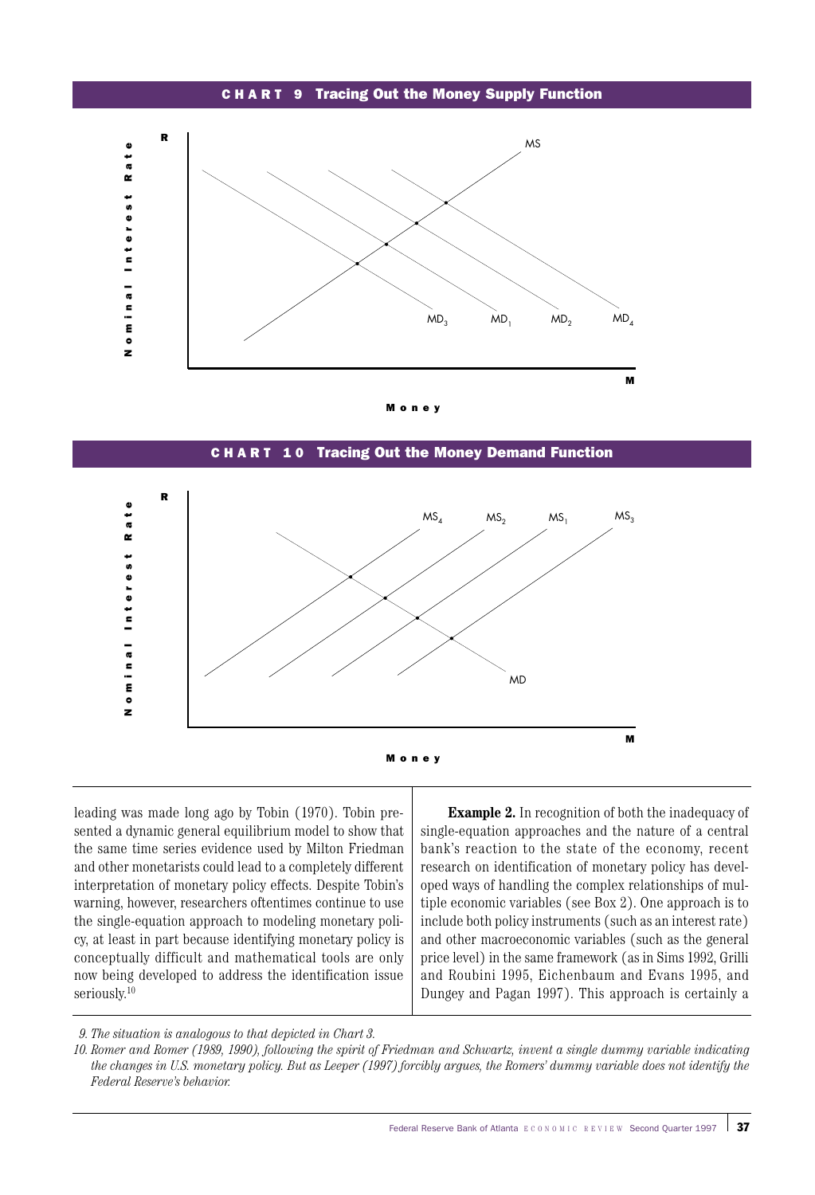## CHART 9 Tracing Out the Money Supply Function

## CHART 10 Tracing Out the Money Demand Function

leading was made long ago by Tobin (1970). Tobin presented a dynamic general equilibrium model to show that the same time series evidence used by Milton Friedman and other monetarists could lead to a completely different interpretation of monetary policy effects. Despite Tobin's warning, however, researchers oftentimes continue to use the single-equation approach to modeling monetary policy, at least in part because identifying monetary policy is conceptually difficult and mathematical tools are only now being developed to address the identification issue seriously.[10]

**Example 2.** In recognition of both the inadequacy of single-equation approaches and the nature of a central bank's reaction to the state of the economy, recent research on identification of monetary policy has developed ways of handling the complex relationships of multiple economic variables (see Box 2). One approach is to include both policy instruments (such as an interest rate) and other macroeconomic variables (such as the general price level) in the same framework (as in Sims 1992, Grilli and Roubini 1995, Eichenbaum and Evans 1995, and Dungey and Pagan 1997). This approach is certainly a

*9. The situation is analogous to that depicted in Chart 3.*

*10. Romer and Romer (1989, 1990), following the spirit of Friedman and Schwartz, invent a single dummy variable indicating the changes in U.S. monetary policy. But as Leeper (1997) forcibly argues, the Romers' dummy variable does not identify the Federal Reserve's behavior.*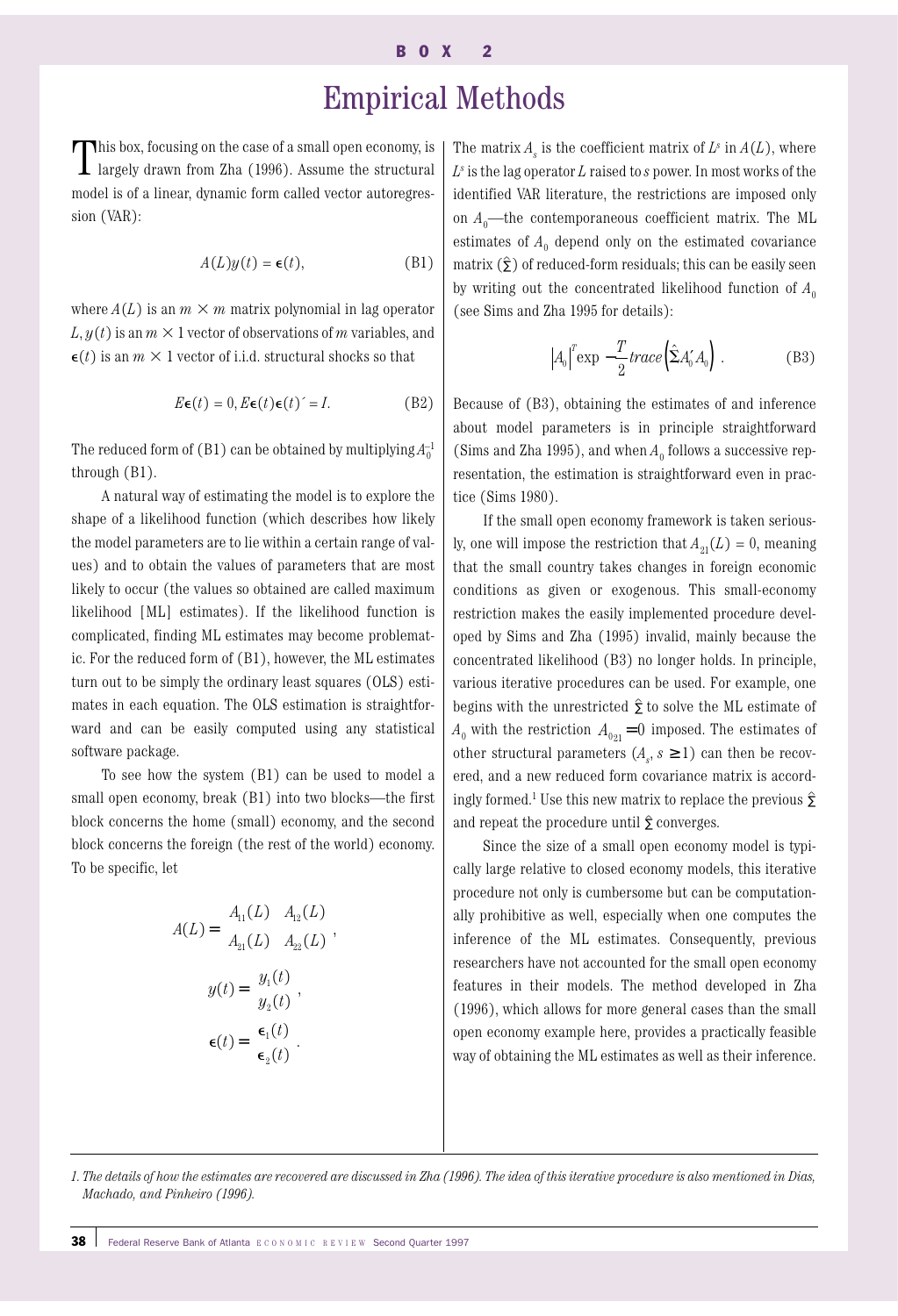BOX 2

# Empirical Methods

This box, focusing on the case of a small open economy, is largely drawn from Zha (1996). Assume the structural model is of a linear, dynamic form called vector autoregression (VAR):

$$A(L)y(t) = \epsilon(t), \tag{B1}$$

where $A(L)$ is an $m \times m$ matrix polynomial in lag operator $L$, $y(t)$ is an $m \times 1$ vector of observations of $m$ variables, and $\epsilon(t)$ is an $m \times 1$ vector of i.i.d. structural shocks so that

$$E\epsilon(t) = 0, E\epsilon(t)\epsilon(t)' = I. \tag{B2}$$

The reduced form of (B1) can be obtained by multiplying $A_0^{-1}$ through (B1).

A natural way of estimating the model is to explore the shape of a likelihood function (which describes how likely the model parameters are to lie within a certain range of values) and to obtain the values of parameters that are most likely to occur (the values so obtained are called maximum likelihood [ML] estimates). If the likelihood function is complicated, finding ML estimates may become problematic. For the reduced form of (B1), however, the ML estimates turn out to be simply the ordinary least squares (OLS) estimates in each equation. The OLS estimation is straightforward and can be easily computed using any statistical software package.

To see how the system (B1) can be used to model a small open economy, break (B1) into two blocks—the first block concerns the home (small) economy, and the second block concerns the foreign (the rest of the world) economy. To be specific, let

$$A(L) = \begin{bmatrix} A_{11}(L) & A_{12}(L) \\ A_{21}(L) & A_{22}(L) \end{bmatrix},$$

$$y(t) = \begin{bmatrix} y_1(t) \\ y_2(t) \end{bmatrix},$$

$$\epsilon(t) = \begin{bmatrix} \epsilon_1(t) \\ \epsilon_2(t) \end{bmatrix}.$$

The matrix $A_s$ is the coefficient matrix of $L^s$ in $A(L)$, where $L^s$ is the lag operator $L$ raised to $s$ power. In most works of the identified VAR literature, the restrictions are imposed only on $A_0$—the contemporaneous coefficient matrix. The ML estimates of $A_0$ depend only on the estimated covariance matrix ($\hat{\Sigma}$) of reduced-form residuals; this can be easily seen by writing out the concentrated likelihood function of $A_0$ (see Sims and Zha 1995 for details):

$$\left|A_0\right|^T \exp\left[-\frac{T}{2} trace\left(\hat{\Sigma} A_0' A_0\right)\right]. \tag{B3}$$

Because of (B3), obtaining the estimates of and inference about model parameters is in principle straightforward (Sims and Zha 1995), and when $A_0$ follows a successive representation, the estimation is straightforward even in practice (Sims 1980).

If the small open economy framework is taken seriously, one will impose the restriction that $A_{21}(L) = 0$, meaning that the small country takes changes in foreign economic conditions as given or exogenous. This small-economy restriction makes the easily implemented procedure developed by Sims and Zha (1995) invalid, mainly because the concentrated likelihood (B3) no longer holds. In principle, various iterative procedures can be used. For example, one begins with the unrestricted $\hat{\Sigma}$ to solve the ML estimate of $A_0$ with the restriction $A_{0_{21}} = 0$ imposed. The estimates of other structural parameters ($A_s$, $s \geq 1$) can then be recovered, and a new reduced form covariance matrix is accordingly formed.[1] Use this new matrix to replace the previous $\hat{\Sigma}$ and repeat the procedure until $\hat{\Sigma}$ converges.

Since the size of a small open economy model is typically large relative to closed economy models, this iterative procedure not only is cumbersome but can be computationally prohibitive as well, especially when one computes the inference of the ML estimates. Consequently, previous researchers have not accounted for the small open economy features in their models. The method developed in Zha (1996), which allows for more general cases than the small open economy example here, provides a practically feasible way of obtaining the ML estimates as well as their inference.

---

*1. The details of how the estimates are recovered are discussed in Zha (1996). The idea of this iterative procedure is also mentioned in Dias, Machado, and Pinheiro (1996).*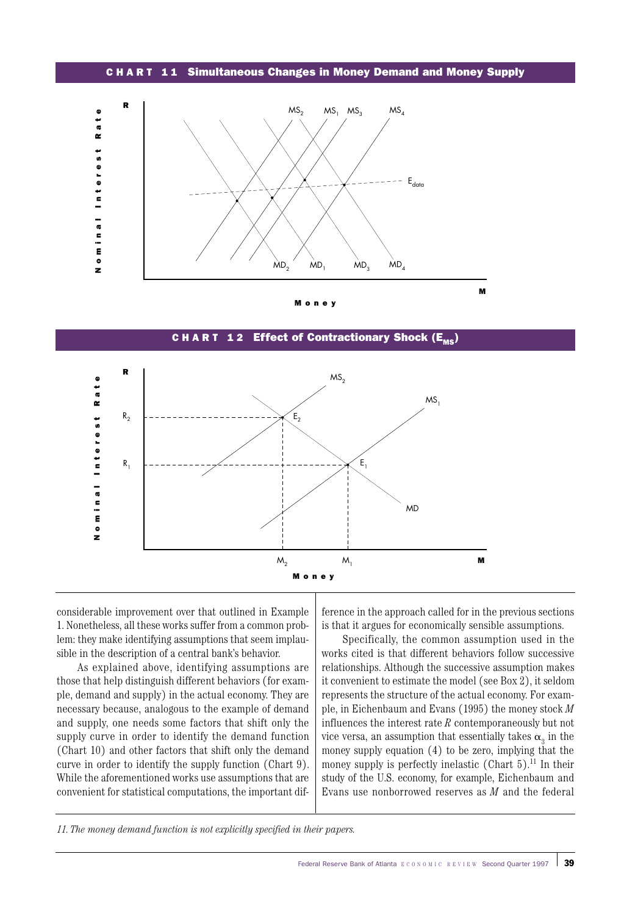**CHART 11 Simultaneous Changes in Money Demand and Money Supply**

**CHART 12 Effect of Contractionary Shock ($E_{MS}$)**

considerable improvement over that outlined in Example 1. Nonetheless, all these works suffer from a common problem: they make identifying assumptions that seem implausible in the description of a central bank's behavior.

As explained above, identifying assumptions are those that help distinguish different behaviors (for example, demand and supply) in the actual economy. They are necessary because, analogous to the example of demand and supply, one needs some factors that shift only the supply curve in order to identify the demand function (Chart 10) and other factors that shift only the demand curve in order to identify the supply function (Chart 9). While the aforementioned works use assumptions that are convenient for statistical computations, the important difference in the approach called for in the previous sections is that it argues for economically sensible assumptions.

Specifically, the common assumption used in the works cited is that different behaviors follow successive relationships. Although the successive assumption makes it convenient to estimate the model (see Box 2), it seldom represents the structure of the actual economy. For example, in Eichenbaum and Evans (1995) the money stock $M$ influences the interest rate $R$ contemporaneously but not vice versa, an assumption that essentially takes $\alpha_3$ in the money supply equation (4) to be zero, implying that the money supply is perfectly inelastic (Chart 5).[11] In their study of the U.S. economy, for example, Eichenbaum and Evans use nonborrowed reserves as $M$ and the federal

11. *The money demand function is not explicitly specified in their papers.*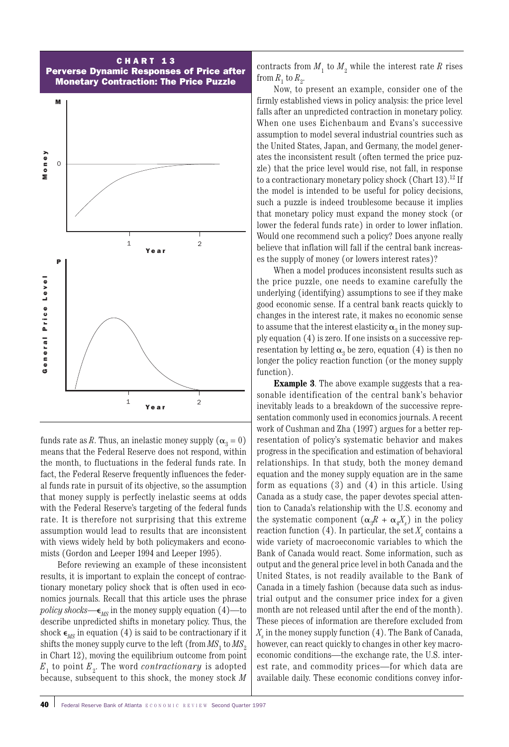**CHART 13**
**Perverse Dynamic Responses of Price after Monetary Contraction: The Price Puzzle**

funds rate as $R$. Thus, an inelastic money supply ($\alpha_3 = 0$) means that the Federal Reserve does not respond, within the month, to fluctuations in the federal funds rate. In fact, the Federal Reserve frequently influences the federal funds rate in pursuit of its objective, so the assumption that money supply is perfectly inelastic seems at odds with the Federal Reserve's targeting of the federal funds rate. It is therefore not surprising that this extreme assumption would lead to results that are inconsistent with views widely held by both policymakers and economists (Gordon and Leeper 1994 and Leeper 1995).

Before reviewing an example of these inconsistent results, it is important to explain the concept of contractionary monetary policy shock that is often used in economics journals. Recall that this article uses the phrase *policy shocks*—$\epsilon_{MS}$ in the money supply equation (4)—to describe unpredicted shifts in monetary policy. Thus, the shock $\epsilon_{MS}$ in equation (4) is said to be contractionary if it shifts the money supply curve to the left (from $MS_1$ to $MS_2$ in Chart 12), moving the equilibrium outcome from point $E_1$ to point $E_2$. The word *contractionary* is adopted because, subsequent to this shock, the money stock $M$ contracts from $M_1$ to $M_2$ while the interest rate $R$ rises from $R_1$ to $R_2$.

Now, to present an example, consider one of the firmly established views in policy analysis: the price level falls after an unpredicted contraction in monetary policy. When one uses Eichenbaum and Evans's successive assumption to model several industrial countries such as the United States, Japan, and Germany, the model generates the inconsistent result (often termed the price puzzle) that the price level would rise, not fall, in response to a contractionary monetary policy shock (Chart 13).[12] If the model is intended to be useful for policy decisions, such a puzzle is indeed troublesome because it implies that monetary policy must expand the money stock (or lower the federal funds rate) in order to lower inflation. Would one recommend such a policy? Does anyone really believe that inflation will fall if the central bank increases the supply of money (or lowers interest rates)?

When a model produces inconsistent results such as the price puzzle, one needs to examine carefully the underlying (identifying) assumptions to see if they make good economic sense. If a central bank reacts quickly to changes in the interest rate, it makes no economic sense to assume that the interest elasticity $\alpha_3$ in the money supply equation (4) is zero. If one insists on a successive representation by letting $\alpha_3$ be zero, equation (4) is then no longer the policy reaction function (or the money supply function).

**Example 3**. The above example suggests that a reasonable identification of the central bank's behavior inevitably leads to a breakdown of the successive representation commonly used in economics journals. A recent work of Cushman and Zha (1997) argues for a better representation of policy's systematic behavior and makes progress in the specification and estimation of behavioral relationships. In that study, both the money demand equation and the money supply equation are in the same form as equations (3) and (4) in this article. Using Canada as a study case, the paper devotes special attention to Canada's relationship with the U.S. economy and the systematic component ($\alpha_3 R + \alpha_4 X_s$) in the policy reaction function (4). In particular, the set $X_s$ contains a wide variety of macroeconomic variables to which the Bank of Canada would react. Some information, such as output and the general price level in both Canada and the United States, is not readily available to the Bank of Canada in a timely fashion (because data such as industrial output and the consumer price index for a given month are not released until after the end of the month). These pieces of information are therefore excluded from $X_s$ in the money supply function (4). The Bank of Canada, however, can react quickly to changes in other key macroeconomic conditions—the exchange rate, the U.S. interest rate, and commodity prices—for which data are available daily. These economic conditions convey infor-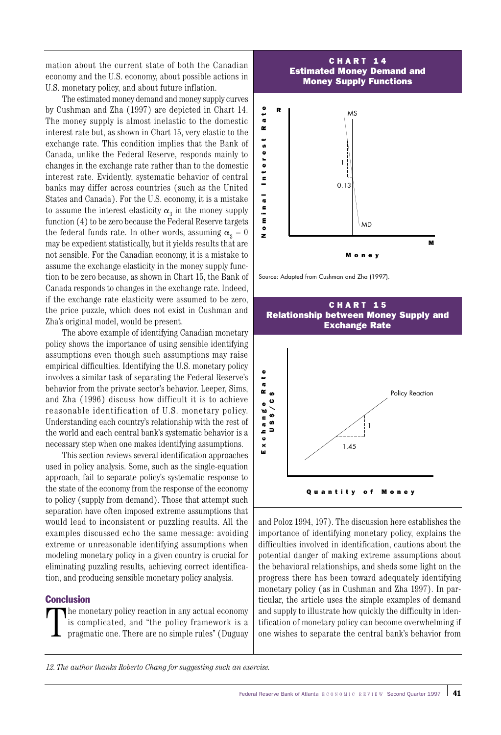mation about the current state of both the Canadian economy and the U.S. economy, about possible actions in U.S. monetary policy, and about future inflation.

The estimated money demand and money supply curves by Cushman and Zha (1997) are depicted in Chart 14. The money supply is almost inelastic to the domestic interest rate but, as shown in Chart 15, very elastic to the exchange rate. This condition implies that the Bank of Canada, unlike the Federal Reserve, responds mainly to changes in the exchange rate rather than to the domestic interest rate. Evidently, systematic behavior of central banks may differ across countries (such as the United States and Canada). For the U.S. economy, it is a mistake to assume the interest elasticity $\alpha_3$ in the money supply function (4) to be zero because the Federal Reserve targets the federal funds rate. In other words, assuming $\alpha_3 = 0$ may be expedient statistically, but it yields results that are not sensible. For the Canadian economy, it is a mistake to assume the exchange elasticity in the money supply function to be zero because, as shown in Chart 15, the Bank of Canada responds to changes in the exchange rate. Indeed, if the exchange rate elasticity were assumed to be zero, the price puzzle, which does not exist in Cushman and Zha's original model, would be present.

The above example of identifying Canadian monetary policy shows the importance of using sensible identifying assumptions even though such assumptions may raise empirical difficulties. Identifying the U.S. monetary policy involves a similar task of separating the Federal Reserve's behavior from the private sector's behavior. Leeper, Sims, and Zha (1996) discuss how difficult it is to achieve reasonable identification of U.S. monetary policy. Understanding each country's relationship with the rest of the world and each central bank's systematic behavior is a necessary step when one makes identifying assumptions.

This section reviews several identification approaches used in policy analysis. Some, such as the single-equation approach, fail to separate policy's systematic response to the state of the economy from the response of the economy to policy (supply from demand). Those that attempt such separation have often imposed extreme assumptions that would lead to inconsistent or puzzling results. All the examples discussed echo the same message: avoiding extreme or unreasonable identifying assumptions when modeling monetary policy in a given country is crucial for eliminating puzzling results, achieving correct identification, and producing sensible monetary policy analysis.

**CHART 14**
**Estimated Money Demand and Money Supply Functions**

Source: Adapted from Cushman and Zha (1997).

**CHART 15**
**Relationship between Money Supply and Exchange Rate**

## Conclusion

The monetary policy reaction in any actual economy is complicated, and "the policy framework is a pragmatic one. There are no simple rules" (Duguay and Poloz 1994, 197). The discussion here establishes the importance of identifying monetary policy, explains the difficulties involved in identification, cautions about the potential danger of making extreme assumptions about the behavioral relationships, and sheds some light on the progress there has been toward adequately identifying monetary policy (as in Cushman and Zha 1997). In particular, the article uses the simple examples of demand and supply to illustrate how quickly the difficulty in identification of monetary policy can become overwhelming if one wishes to separate the central bank's behavior from

*12. The author thanks Roberto Chang for suggesting such an exercise.*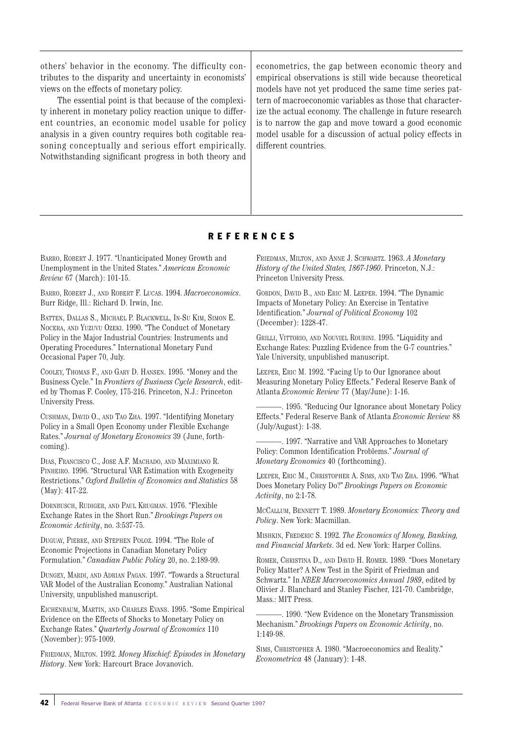others' behavior in the economy. The difficulty contributes to the disparity and uncertainty in economists' views on the effects of monetary policy.

The essential point is that because of the complexity inherent in monetary policy reaction unique to different countries, an economic model usable for policy analysis in a given country requires both cogitable reasoning conceptually and serious effort empirically. Notwithstanding significant progress in both theory and econometrics, the gap between economic theory and empirical observations is still wide because theoretical models have not yet produced the same time series pattern of macroeconomic variables as those that characterize the actual economy. The challenge in future research is to narrow the gap and move toward a good economic model usable for a discussion of actual policy effects in different countries.

## REFERENCES

Barro, Robert J. 1977. "Unanticipated Money Growth and Unemployment in the United States." *American Economic Review* 67 (March): 101-15.

Barro, Robert J., and Robert F. Lucas. 1994. *Macroeconomics*. Burr Ridge, Ill.: Richard D. Irwin, Inc.

Batten, Dallas S., Michael P. Blackwell, In-Su Kim, Simon E. Nocera, and Yuzuvu Ozeki. 1990. "The Conduct of Monetary Policy in the Major Industrial Countries: Instruments and Operating Procedures." International Monetary Fund Occasional Paper 70, July.

Cooley, Thomas F., and Gary D. Hansen. 1995. "Money and the Business Cycle." In *Frontiers of Business Cycle Research*, edited by Thomas F. Cooley, 175-216. Princeton, N.J.: Princeton University Press.

Cushman, David O., and Tao Zha. 1997. "Identifying Monetary Policy in a Small Open Economy under Flexible Exchange Rates." *Journal of Monetary Economics* 39 (June, forthcoming).

Dias, Francisco C., Jose A.F. Machado, and Maximiano R. Pinheiro. 1996. "Structural VAR Estimation with Exogeneity Restrictions." *Oxford Bulletin of Economics and Statistics* 58 (May): 417-22.

Dornbusch, Rudiger, and Paul Krugman. 1976. "Flexible Exchange Rates in the Short Run." *Brookings Papers on Economic Activity*, no. 3:537-75.

Duguay, Pierre, and Stephen Poloz. 1994. "The Role of Economic Projections in Canadian Monetary Policy Formulation." *Canadian Public Policy* 20, no. 2:189-99.

Dungey, Mardi, and Adrian Pagan. 1997. "Towards a Structural VAR Model of the Australian Economy." Australian National University, unpublished manuscript.

Eichenbaum, Martin, and Charles Evans. 1995. "Some Empirical Evidence on the Effects of Shocks to Monetary Policy on Exchange Rates." *Quarterly Journal of Economics* 110 (November): 975-1009.

Friedman, Milton. 1992. *Money Mischief: Episodes in Monetary History*. New York: Harcourt Brace Jovanovich.

Friedman, Milton, and Anne J. Schwartz. 1963. *A Monetary History of the United States, 1867-1960*. Princeton, N.J.: Princeton University Press.

Gordon, David B., and Eric M. Leeper. 1994. "The Dynamic Impacts of Monetary Policy: An Exercise in Tentative Identification." *Journal of Political Economy* 102 (December): 1228-47.

Grilli, Vittorio, and Nouviel Roubini. 1995. "Liquidity and Exchange Rates: Puzzling Evidence from the G-7 countries." Yale University, unpublished manuscript.

Leeper, Eric M. 1992. "Facing Up to Our Ignorance about Measuring Monetary Policy Effects." Federal Reserve Bank of Atlanta *Economic Review* 77 (May/June): 1-16.

———. 1995. "Reducing Our Ignorance about Monetary Policy Effects." Federal Reserve Bank of Atlanta *Economic Review* 88 (July/August): 1-38.

———. 1997. "Narrative and VAR Approaches to Monetary Policy: Common Identification Problems." *Journal of Monetary Economics* 40 (forthcoming).

Leeper, Eric M., Christopher A. Sims, and Tao Zha. 1996. "What Does Monetary Policy Do?" *Brookings Papers on Economic Activity*, no 2:1-78.

McCallum, Bennett T. 1989. *Monetary Economics: Theory and Policy*. New York: Macmillan.

Mishkin, Frederic S. 1992. *The Economics of Money, Banking, and Financial Markets*. 3d ed. New York: Harper Collins.

Romer, Christina D., and David H. Romer. 1989. "Does Monetary Policy Matter? A New Test in the Spirit of Friedman and Schwartz." In *NBER Macroeconomics Annual 1989*, edited by Olivier J. Blanchard and Stanley Fischer, 121-70. Cambridge, Mass.: MIT Press.

———. 1990. "New Evidence on the Monetary Transmission Mechanism." *Brookings Papers on Economic Activity*, no. 1:149-98.

Sims, Christopher A. 1980. "Macroeconomics and Reality." *Econometrica* 48 (January): 1-48.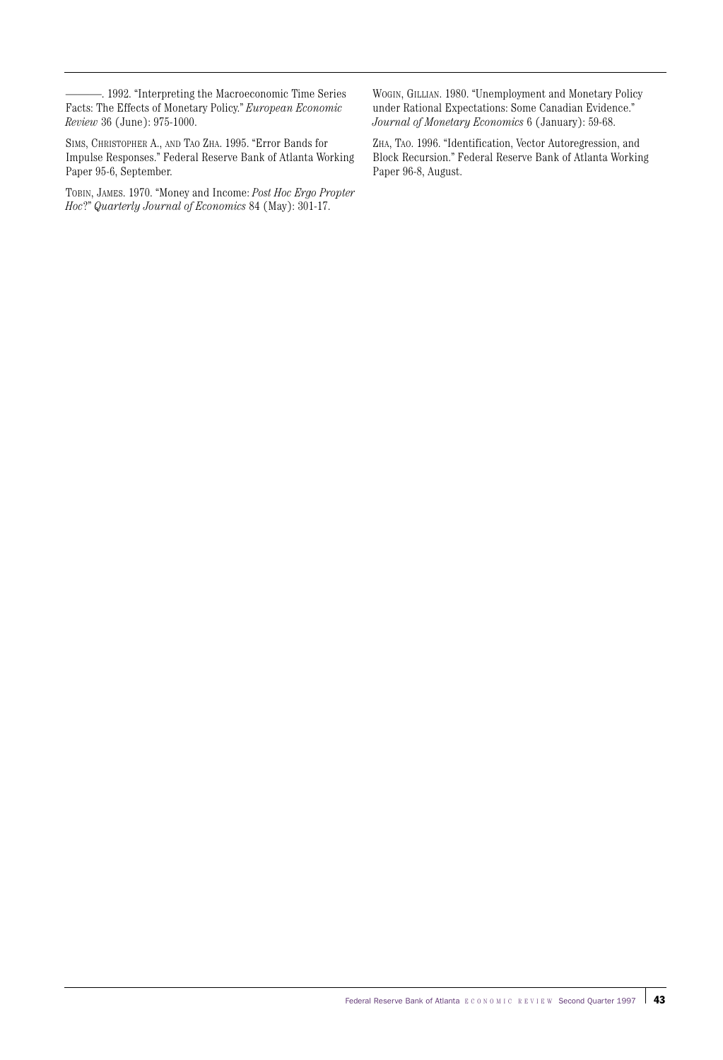———. 1992. "Interpreting the Macroeconomic Time Series Facts: The Effects of Monetary Policy." *European Economic Review* 36 (June): 975-1000.

Sims, Christopher A., and Tao Zha. 1995. "Error Bands for Impulse Responses." Federal Reserve Bank of Atlanta Working Paper 95-6, September.

Tobin, James. 1970. "Money and Income: *Post Hoc Ergo Propter Hoc*?" *Quarterly Journal of Economics* 84 (May): 301-17.

Wogin, Gillian. 1980. "Unemployment and Monetary Policy under Rational Expectations: Some Canadian Evidence." *Journal of Monetary Economics* 6 (January): 59-68.

Zha, Tao. 1996. "Identification, Vector Autoregression, and Block Recursion." Federal Reserve Bank of Atlanta Working Paper 96-8, August.